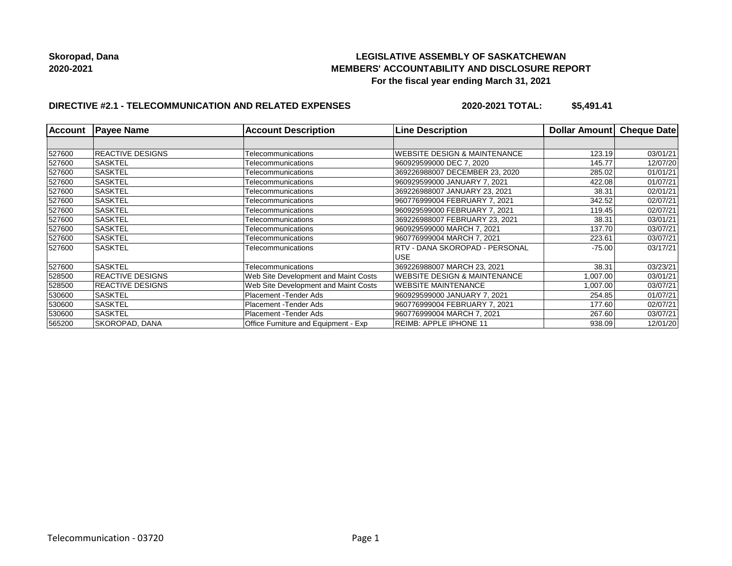**Skoropad, Dana**
**2020-2021**

# LEGISLATIVE ASSEMBLY OF SASKATCHEWAN
## MEMBERS' ACCOUNTABILITY AND DISCLOSURE REPORT
### For the fiscal year ending March 31, 2021

**DIRECTIVE #2.1 - TELECOMMUNICATION AND RELATED EXPENSES** **2020-2021 TOTAL: $5,491.41**

| Account | Payee Name | Account Description | Line Description | Dollar Amount | Cheque Date |
|---|---|---|---|---|---|
| | | | | | |
| 527600 | REACTIVE DESIGNS | Telecommunications | WEBSITE DESIGN & MAINTENANCE | 123.19 | 03/01/21 |
| 527600 | SASKTEL | Telecommunications | 960929599000 DEC 7, 2020 | 145.77 | 12/07/20 |
| 527600 | SASKTEL | Telecommunications | 369226988007 DECEMBER 23, 2020 | 285.02 | 01/01/21 |
| 527600 | SASKTEL | Telecommunications | 960929599000 JANUARY 7, 2021 | 422.08 | 01/07/21 |
| 527600 | SASKTEL | Telecommunications | 369226988007 JANUARY 23, 2021 | 38.31 | 02/01/21 |
| 527600 | SASKTEL | Telecommunications | 960776999004 FEBRUARY 7, 2021 | 342.52 | 02/07/21 |
| 527600 | SASKTEL | Telecommunications | 960929599000 FEBRUARY 7, 2021 | 119.45 | 02/07/21 |
| 527600 | SASKTEL | Telecommunications | 369226988007 FEBRUARY 23, 2021 | 38.31 | 03/01/21 |
| 527600 | SASKTEL | Telecommunications | 960929599000 MARCH 7, 2021 | 137.70 | 03/07/21 |
| 527600 | SASKTEL | Telecommunications | 960776999004 MARCH 7, 2021 | 223.61 | 03/07/21 |
| 527600 | SASKTEL | Telecommunications | RTV - DANA SKOROPAD - PERSONAL USE | -75.00 | 03/17/21 |
| 527600 | SASKTEL | Telecommunications | 369226988007 MARCH 23, 2021 | 38.31 | 03/23/21 |
| 528500 | REACTIVE DESIGNS | Web Site Development and Maint Costs | WEBSITE DESIGN & MAINTENANCE | 1,007.00 | 03/01/21 |
| 528500 | REACTIVE DESIGNS | Web Site Development and Maint Costs | WEBSITE MAINTENANCE | 1,007.00 | 03/07/21 |
| 530600 | SASKTEL | Placement -Tender Ads | 960929599000 JANUARY 7, 2021 | 254.85 | 01/07/21 |
| 530600 | SASKTEL | Placement -Tender Ads | 960776999004 FEBRUARY 7, 2021 | 177.60 | 02/07/21 |
| 530600 | SASKTEL | Placement -Tender Ads | 960776999004 MARCH 7, 2021 | 267.60 | 03/07/21 |
| 565200 | SKOROPAD, DANA | Office Furniture and Equipment - Exp | REIMB: APPLE IPHONE 11 | 938.09 | 12/01/20 |

Telecommunication - 03720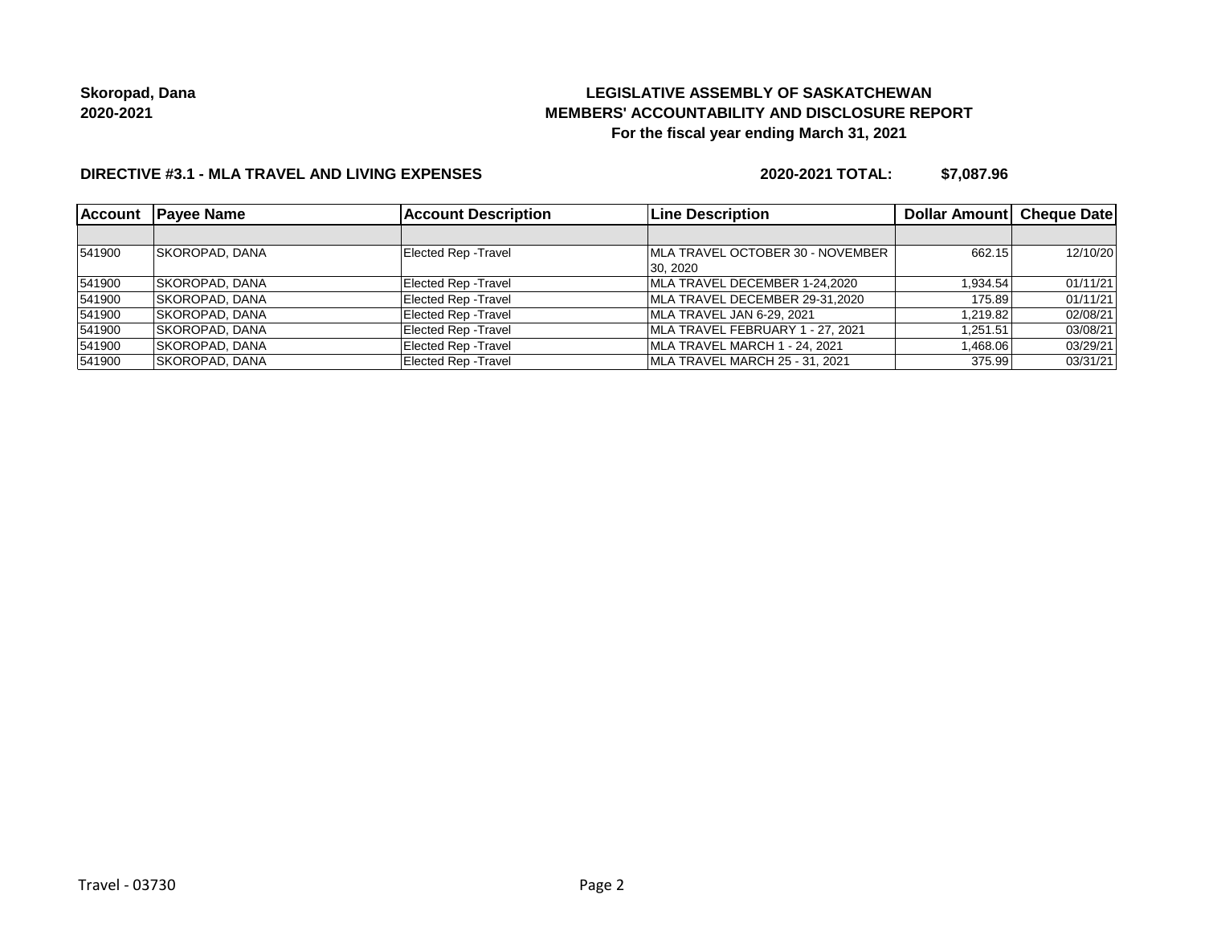**Skoropad, Dana**
**2020-2021**

**LEGISLATIVE ASSEMBLY OF SASKATCHEWAN**
**MEMBERS' ACCOUNTABILITY AND DISCLOSURE REPORT**
**For the fiscal year ending March 31, 2021**

**DIRECTIVE #3.1 - MLA TRAVEL AND LIVING EXPENSES** **2020-2021 TOTAL: $7,087.96**

| Account | Payee Name | Account Description | Line Description | Dollar Amount | Cheque Date |
|---|---|---|---|---|---|
| | | | | | |
| 541900 | SKOROPAD, DANA | Elected Rep -Travel | MLA TRAVEL OCTOBER 30 - NOVEMBER 30, 2020 | 662.15 | 12/10/20 |
| 541900 | SKOROPAD, DANA | Elected Rep -Travel | MLA TRAVEL DECEMBER 1-24,2020 | 1,934.54 | 01/11/21 |
| 541900 | SKOROPAD, DANA | Elected Rep -Travel | MLA TRAVEL DECEMBER 29-31,2020 | 175.89 | 01/11/21 |
| 541900 | SKOROPAD, DANA | Elected Rep -Travel | MLA TRAVEL JAN 6-29, 2021 | 1,219.82 | 02/08/21 |
| 541900 | SKOROPAD, DANA | Elected Rep -Travel | MLA TRAVEL FEBRUARY 1 - 27, 2021 | 1,251.51 | 03/08/21 |
| 541900 | SKOROPAD, DANA | Elected Rep -Travel | MLA TRAVEL MARCH 1 - 24, 2021 | 1,468.06 | 03/29/21 |
| 541900 | SKOROPAD, DANA | Elected Rep -Travel | MLA TRAVEL MARCH 25 - 31, 2021 | 375.99 | 03/31/21 |

Travel - 03730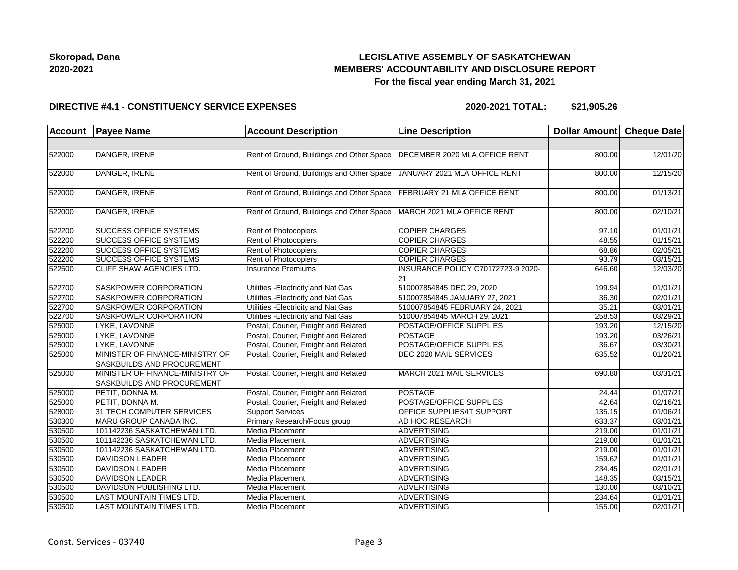**Skoropad, Dana**
**2020-2021**

# LEGISLATIVE ASSEMBLY OF SASKATCHEWAN
## MEMBERS' ACCOUNTABILITY AND DISCLOSURE REPORT
### For the fiscal year ending March 31, 2021

**DIRECTIVE #4.1 - CONSTITUENCY SERVICE EXPENSES** **2020-2021 TOTAL: $21,905.26**

| Account | Payee Name | Account Description | Line Description | Dollar Amount | Cheque Date |
|---|---|---|---|---|---|
| | | | | | |
| 522000 | DANGER, IRENE | Rent of Ground, Buildings and Other Space | DECEMBER 2020 MLA OFFICE RENT | 800.00 | 12/01/20 |
| 522000 | DANGER, IRENE | Rent of Ground, Buildings and Other Space | JANUARY 2021 MLA OFFICE RENT | 800.00 | 12/15/20 |
| 522000 | DANGER, IRENE | Rent of Ground, Buildings and Other Space | FEBRUARY 21 MLA OFFICE RENT | 800.00 | 01/13/21 |
| 522000 | DANGER, IRENE | Rent of Ground, Buildings and Other Space | MARCH 2021 MLA OFFICE RENT | 800.00 | 02/10/21 |
| 522200 | SUCCESS OFFICE SYSTEMS | Rent of Photocopiers | COPIER CHARGES | 97.10 | 01/01/21 |
| 522200 | SUCCESS OFFICE SYSTEMS | Rent of Photocopiers | COPIER CHARGES | 48.55 | 01/15/21 |
| 522200 | SUCCESS OFFICE SYSTEMS | Rent of Photocopiers | COPIER CHARGES | 68.86 | 02/05/21 |
| 522200 | SUCCESS OFFICE SYSTEMS | Rent of Photocopiers | COPIER CHARGES | 93.79 | 03/15/21 |
| 522500 | CLIFF SHAW AGENCIES LTD. | Insurance Premiums | INSURANCE POLICY C70172723-9 2020-21 | 646.60 | 12/03/20 |
| 522700 | SASKPOWER CORPORATION | Utilities -Electricity and Nat Gas | 510007854845 DEC 29, 2020 | 199.94 | 01/01/21 |
| 522700 | SASKPOWER CORPORATION | Utilities -Electricity and Nat Gas | 510007854845 JANUARY 27, 2021 | 36.30 | 02/01/21 |
| 522700 | SASKPOWER CORPORATION | Utilities -Electricity and Nat Gas | 510007854845 FEBRUARY 24, 2021 | 35.21 | 03/01/21 |
| 522700 | SASKPOWER CORPORATION | Utilities -Electricity and Nat Gas | 510007854845 MARCH 29, 2021 | 258.53 | 03/29/21 |
| 525000 | LYKE, LAVONNE | Postal, Courier, Freight and Related | POSTAGE/OFFICE SUPPLIES | 193.20 | 12/15/20 |
| 525000 | LYKE, LAVONNE | Postal, Courier, Freight and Related | POSTAGE | 193.20 | 03/26/21 |
| 525000 | LYKE, LAVONNE | Postal, Courier, Freight and Related | POSTAGE/OFFICE SUPPLIES | 36.67 | 03/30/21 |
| 525000 | MINISTER OF FINANCE-MINISTRY OF SASKBUILDS AND PROCUREMENT | Postal, Courier, Freight and Related | DEC 2020 MAIL SERVICES | 635.52 | 01/20/21 |
| 525000 | MINISTER OF FINANCE-MINISTRY OF SASKBUILDS AND PROCUREMENT | Postal, Courier, Freight and Related | MARCH 2021 MAIL SERVICES | 690.88 | 03/31/21 |
| 525000 | PETIT, DONNA M. | Postal, Courier, Freight and Related | POSTAGE | 24.44 | 01/07/21 |
| 525000 | PETIT, DONNA M. | Postal, Courier, Freight and Related | POSTAGE/OFFICE SUPPLIES | 42.64 | 02/16/21 |
| 528000 | 31 TECH COMPUTER SERVICES | Support Services | OFFICE SUPPLIES/IT SUPPORT | 135.15 | 01/06/21 |
| 530300 | MARU GROUP CANADA INC. | Primary Research/Focus group | AD HOC RESEARCH | 633.37 | 03/01/21 |
| 530500 | 101142236 SASKATCHEWAN LTD. | Media Placement | ADVERTISING | 219.00 | 01/01/21 |
| 530500 | 101142236 SASKATCHEWAN LTD. | Media Placement | ADVERTISING | 219.00 | 01/01/21 |
| 530500 | 101142236 SASKATCHEWAN LTD. | Media Placement | ADVERTISING | 219.00 | 01/01/21 |
| 530500 | DAVIDSON LEADER | Media Placement | ADVERTISING | 159.62 | 01/01/21 |
| 530500 | DAVIDSON LEADER | Media Placement | ADVERTISING | 234.45 | 02/01/21 |
| 530500 | DAVIDSON LEADER | Media Placement | ADVERTISING | 148.35 | 03/15/21 |
| 530500 | DAVIDSON PUBLISHING LTD. | Media Placement | ADVERTISING | 130.00 | 03/10/21 |
| 530500 | LAST MOUNTAIN TIMES LTD. | Media Placement | ADVERTISING | 234.64 | 01/01/21 |
| 530500 | LAST MOUNTAIN TIMES LTD. | Media Placement | ADVERTISING | 155.00 | 02/01/21 |

Const. Services - 03740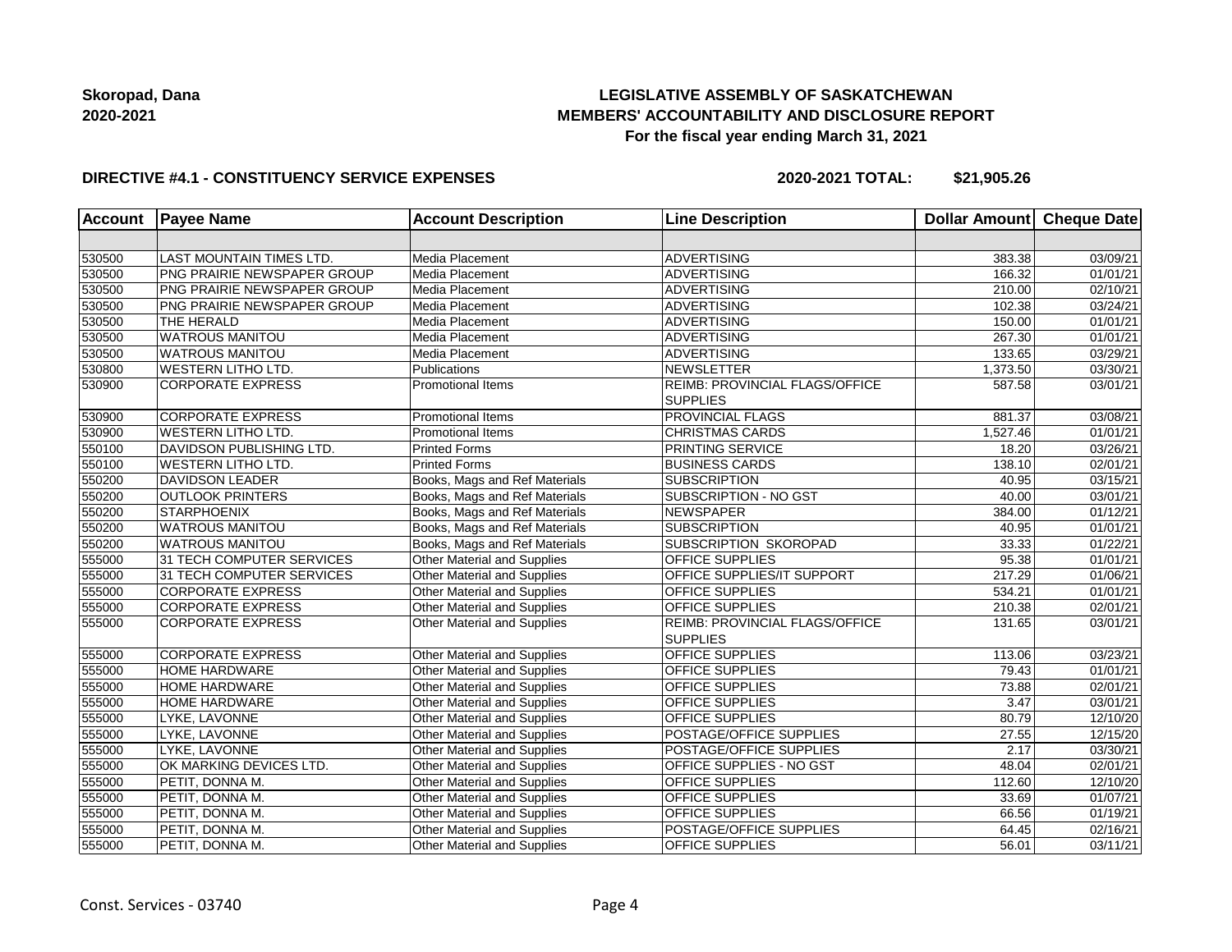**Skoropad, Dana**
**2020-2021**

## LEGISLATIVE ASSEMBLY OF SASKATCHEWAN
## MEMBERS' ACCOUNTABILITY AND DISCLOSURE REPORT
### For the fiscal year ending March 31, 2021

**DIRECTIVE #4.1 - CONSTITUENCY SERVICE EXPENSES** **2020-2021 TOTAL: $21,905.26**

| Account | Payee Name | Account Description | Line Description | Dollar Amount | Cheque Date |
|---|---|---|---|---|---|
| | | | | | |
| 530500 | LAST MOUNTAIN TIMES LTD. | Media Placement | ADVERTISING | 383.38 | 03/09/21 |
| 530500 | PNG PRAIRIE NEWSPAPER GROUP | Media Placement | ADVERTISING | 166.32 | 01/01/21 |
| 530500 | PNG PRAIRIE NEWSPAPER GROUP | Media Placement | ADVERTISING | 210.00 | 02/10/21 |
| 530500 | PNG PRAIRIE NEWSPAPER GROUP | Media Placement | ADVERTISING | 102.38 | 03/24/21 |
| 530500 | THE HERALD | Media Placement | ADVERTISING | 150.00 | 01/01/21 |
| 530500 | WATROUS MANITOU | Media Placement | ADVERTISING | 267.30 | 01/01/21 |
| 530500 | WATROUS MANITOU | Media Placement | ADVERTISING | 133.65 | 03/29/21 |
| 530800 | WESTERN LITHO LTD. | Publications | NEWSLETTER | 1,373.50 | 03/30/21 |
| 530900 | CORPORATE EXPRESS | Promotional Items | REIMB: PROVINCIAL FLAGS/OFFICE SUPPLIES | 587.58 | 03/01/21 |
| 530900 | CORPORATE EXPRESS | Promotional Items | PROVINCIAL FLAGS | 881.37 | 03/08/21 |
| 530900 | WESTERN LITHO LTD. | Promotional Items | CHRISTMAS CARDS | 1,527.46 | 01/01/21 |
| 550100 | DAVIDSON PUBLISHING LTD. | Printed Forms | PRINTING SERVICE | 18.20 | 03/26/21 |
| 550100 | WESTERN LITHO LTD. | Printed Forms | BUSINESS CARDS | 138.10 | 02/01/21 |
| 550200 | DAVIDSON LEADER | Books, Mags and Ref Materials | SUBSCRIPTION | 40.95 | 03/15/21 |
| 550200 | OUTLOOK PRINTERS | Books, Mags and Ref Materials | SUBSCRIPTION - NO GST | 40.00 | 03/01/21 |
| 550200 | STARPHOENIX | Books, Mags and Ref Materials | NEWSPAPER | 384.00 | 01/12/21 |
| 550200 | WATROUS MANITOU | Books, Mags and Ref Materials | SUBSCRIPTION | 40.95 | 01/01/21 |
| 550200 | WATROUS MANITOU | Books, Mags and Ref Materials | SUBSCRIPTION SKOROPAD | 33.33 | 01/22/21 |
| 555000 | 31 TECH COMPUTER SERVICES | Other Material and Supplies | OFFICE SUPPLIES | 95.38 | 01/01/21 |
| 555000 | 31 TECH COMPUTER SERVICES | Other Material and Supplies | OFFICE SUPPLIES/IT SUPPORT | 217.29 | 01/06/21 |
| 555000 | CORPORATE EXPRESS | Other Material and Supplies | OFFICE SUPPLIES | 534.21 | 01/01/21 |
| 555000 | CORPORATE EXPRESS | Other Material and Supplies | OFFICE SUPPLIES | 210.38 | 02/01/21 |
| 555000 | CORPORATE EXPRESS | Other Material and Supplies | REIMB: PROVINCIAL FLAGS/OFFICE SUPPLIES | 131.65 | 03/01/21 |
| 555000 | CORPORATE EXPRESS | Other Material and Supplies | OFFICE SUPPLIES | 113.06 | 03/23/21 |
| 555000 | HOME HARDWARE | Other Material and Supplies | OFFICE SUPPLIES | 79.43 | 01/01/21 |
| 555000 | HOME HARDWARE | Other Material and Supplies | OFFICE SUPPLIES | 73.88 | 02/01/21 |
| 555000 | HOME HARDWARE | Other Material and Supplies | OFFICE SUPPLIES | 3.47 | 03/01/21 |
| 555000 | LYKE, LAVONNE | Other Material and Supplies | OFFICE SUPPLIES | 80.79 | 12/10/20 |
| 555000 | LYKE, LAVONNE | Other Material and Supplies | POSTAGE/OFFICE SUPPLIES | 27.55 | 12/15/20 |
| 555000 | LYKE, LAVONNE | Other Material and Supplies | POSTAGE/OFFICE SUPPLIES | 2.17 | 03/30/21 |
| 555000 | OK MARKING DEVICES LTD. | Other Material and Supplies | OFFICE SUPPLIES - NO GST | 48.04 | 02/01/21 |
| 555000 | PETIT, DONNA M. | Other Material and Supplies | OFFICE SUPPLIES | 112.60 | 12/10/20 |
| 555000 | PETIT, DONNA M. | Other Material and Supplies | OFFICE SUPPLIES | 33.69 | 01/07/21 |
| 555000 | PETIT, DONNA M. | Other Material and Supplies | OFFICE SUPPLIES | 66.56 | 01/19/21 |
| 555000 | PETIT, DONNA M. | Other Material and Supplies | POSTAGE/OFFICE SUPPLIES | 64.45 | 02/16/21 |
| 555000 | PETIT, DONNA M. | Other Material and Supplies | OFFICE SUPPLIES | 56.01 | 03/11/21 |

Const. Services - 03740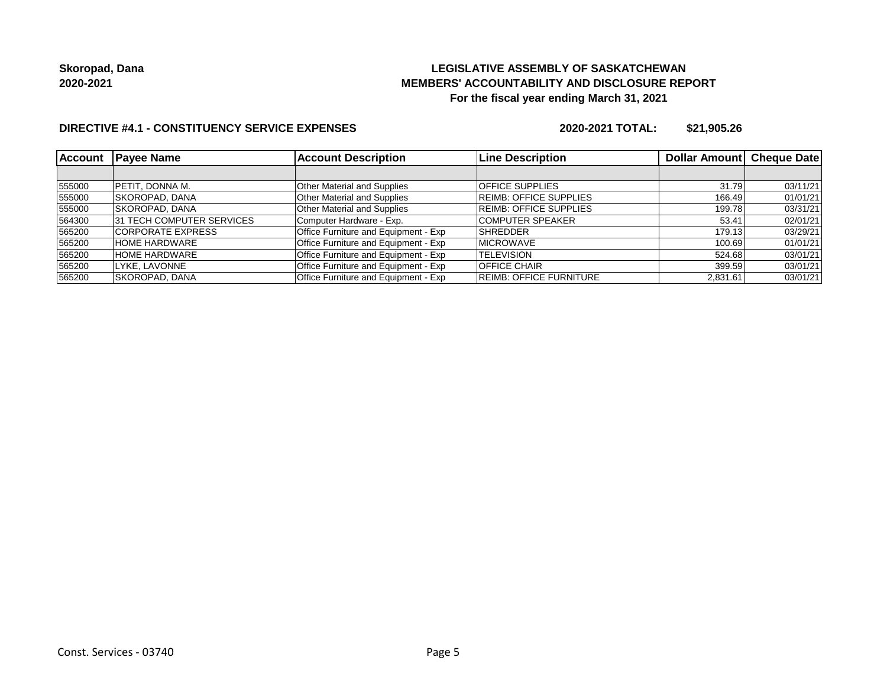**Skoropad, Dana**
**2020-2021**

**LEGISLATIVE ASSEMBLY OF SASKATCHEWAN**
**MEMBERS' ACCOUNTABILITY AND DISCLOSURE REPORT**
**For the fiscal year ending March 31, 2021**

**DIRECTIVE #4.1 - CONSTITUENCY SERVICE EXPENSES** **2020-2021 TOTAL: $21,905.26**

| Account | Payee Name | Account Description | Line Description | Dollar Amount | Cheque Date |
|---|---|---|---|---|---|
| | | | | | |
| 555000 | PETIT, DONNA M. | Other Material and Supplies | OFFICE SUPPLIES | 31.79 | 03/11/21 |
| 555000 | SKOROPAD, DANA | Other Material and Supplies | REIMB: OFFICE SUPPLIES | 166.49 | 01/01/21 |
| 555000 | SKOROPAD, DANA | Other Material and Supplies | REIMB: OFFICE SUPPLIES | 199.78 | 03/31/21 |
| 564300 | 31 TECH COMPUTER SERVICES | Computer Hardware - Exp. | COMPUTER SPEAKER | 53.41 | 02/01/21 |
| 565200 | CORPORATE EXPRESS | Office Furniture and Equipment - Exp | SHREDDER | 179.13 | 03/29/21 |
| 565200 | HOME HARDWARE | Office Furniture and Equipment - Exp | MICROWAVE | 100.69 | 01/01/21 |
| 565200 | HOME HARDWARE | Office Furniture and Equipment - Exp | TELEVISION | 524.68 | 03/01/21 |
| 565200 | LYKE, LAVONNE | Office Furniture and Equipment - Exp | OFFICE CHAIR | 399.59 | 03/01/21 |
| 565200 | SKOROPAD, DANA | Office Furniture and Equipment - Exp | REIMB: OFFICE FURNITURE | 2,831.61 | 03/01/21 |

Const. Services - 03740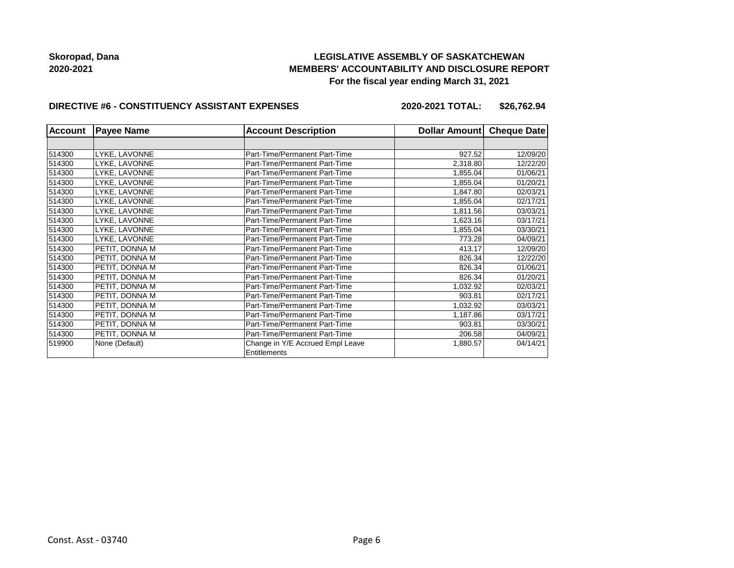**Skoropad, Dana**
**2020-2021**

**LEGISLATIVE ASSEMBLY OF SASKATCHEWAN**
**MEMBERS' ACCOUNTABILITY AND DISCLOSURE REPORT**
**For the fiscal year ending March 31, 2021**

**DIRECTIVE #6 - CONSTITUENCY ASSISTANT EXPENSES** **2020-2021 TOTAL: $26,762.94**

| Account | Payee Name | Account Description | Dollar Amount | Cheque Date |
|---|---|---|---|---|
| | | | | |
| 514300 | LYKE, LAVONNE | Part-Time/Permanent Part-Time | 927.52 | 12/09/20 |
| 514300 | LYKE, LAVONNE | Part-Time/Permanent Part-Time | 2,318.80 | 12/22/20 |
| 514300 | LYKE, LAVONNE | Part-Time/Permanent Part-Time | 1,855.04 | 01/06/21 |
| 514300 | LYKE, LAVONNE | Part-Time/Permanent Part-Time | 1,855.04 | 01/20/21 |
| 514300 | LYKE, LAVONNE | Part-Time/Permanent Part-Time | 1,847.80 | 02/03/21 |
| 514300 | LYKE, LAVONNE | Part-Time/Permanent Part-Time | 1,855.04 | 02/17/21 |
| 514300 | LYKE, LAVONNE | Part-Time/Permanent Part-Time | 1,811.56 | 03/03/21 |
| 514300 | LYKE, LAVONNE | Part-Time/Permanent Part-Time | 1,623.16 | 03/17/21 |
| 514300 | LYKE, LAVONNE | Part-Time/Permanent Part-Time | 1,855.04 | 03/30/21 |
| 514300 | LYKE, LAVONNE | Part-Time/Permanent Part-Time | 773.28 | 04/09/21 |
| 514300 | PETIT, DONNA M | Part-Time/Permanent Part-Time | 413.17 | 12/09/20 |
| 514300 | PETIT, DONNA M | Part-Time/Permanent Part-Time | 826.34 | 12/22/20 |
| 514300 | PETIT, DONNA M | Part-Time/Permanent Part-Time | 826.34 | 01/06/21 |
| 514300 | PETIT, DONNA M | Part-Time/Permanent Part-Time | 826.34 | 01/20/21 |
| 514300 | PETIT, DONNA M | Part-Time/Permanent Part-Time | 1,032.92 | 02/03/21 |
| 514300 | PETIT, DONNA M | Part-Time/Permanent Part-Time | 903.81 | 02/17/21 |
| 514300 | PETIT, DONNA M | Part-Time/Permanent Part-Time | 1,032.92 | 03/03/21 |
| 514300 | PETIT, DONNA M | Part-Time/Permanent Part-Time | 1,187.86 | 03/17/21 |
| 514300 | PETIT, DONNA M | Part-Time/Permanent Part-Time | 903.81 | 03/30/21 |
| 514300 | PETIT, DONNA M | Part-Time/Permanent Part-Time | 206.58 | 04/09/21 |
| 519900 | None (Default) | Change in Y/E Accrued Empl Leave Entitlements | 1,880.57 | 04/14/21 |

Const. Asst - 03740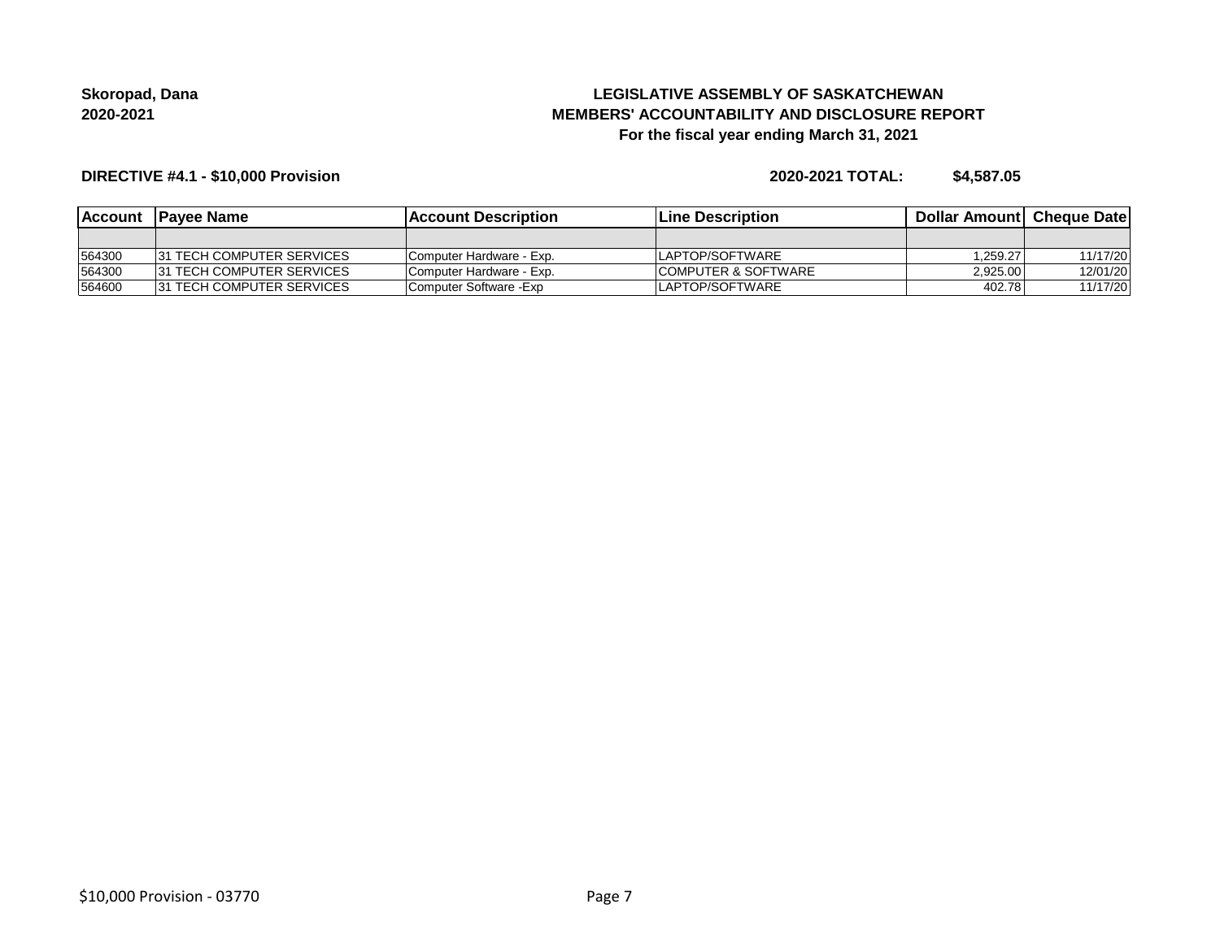**Skoropad, Dana**
**2020-2021**

**LEGISLATIVE ASSEMBLY OF SASKATCHEWAN**
**MEMBERS' ACCOUNTABILITY AND DISCLOSURE REPORT**
**For the fiscal year ending March 31, 2021**

**DIRECTIVE #4.1 - $10,000 Provision** **2020-2021 TOTAL: $4,587.05**

| Account | Payee Name | Account Description | Line Description | Dollar Amount | Cheque Date |
|---|---|---|---|---|---|
| | | | | | |
| 564300 | 31 TECH COMPUTER SERVICES | Computer Hardware - Exp. | LAPTOP/SOFTWARE | 1,259.27 | 11/17/20 |
| 564300 | 31 TECH COMPUTER SERVICES | Computer Hardware - Exp. | COMPUTER & SOFTWARE | 2,925.00 | 12/01/20 |
| 564600 | 31 TECH COMPUTER SERVICES | Computer Software -Exp | LAPTOP/SOFTWARE | 402.78 | 11/17/20 |

$10,000 Provision - 03770